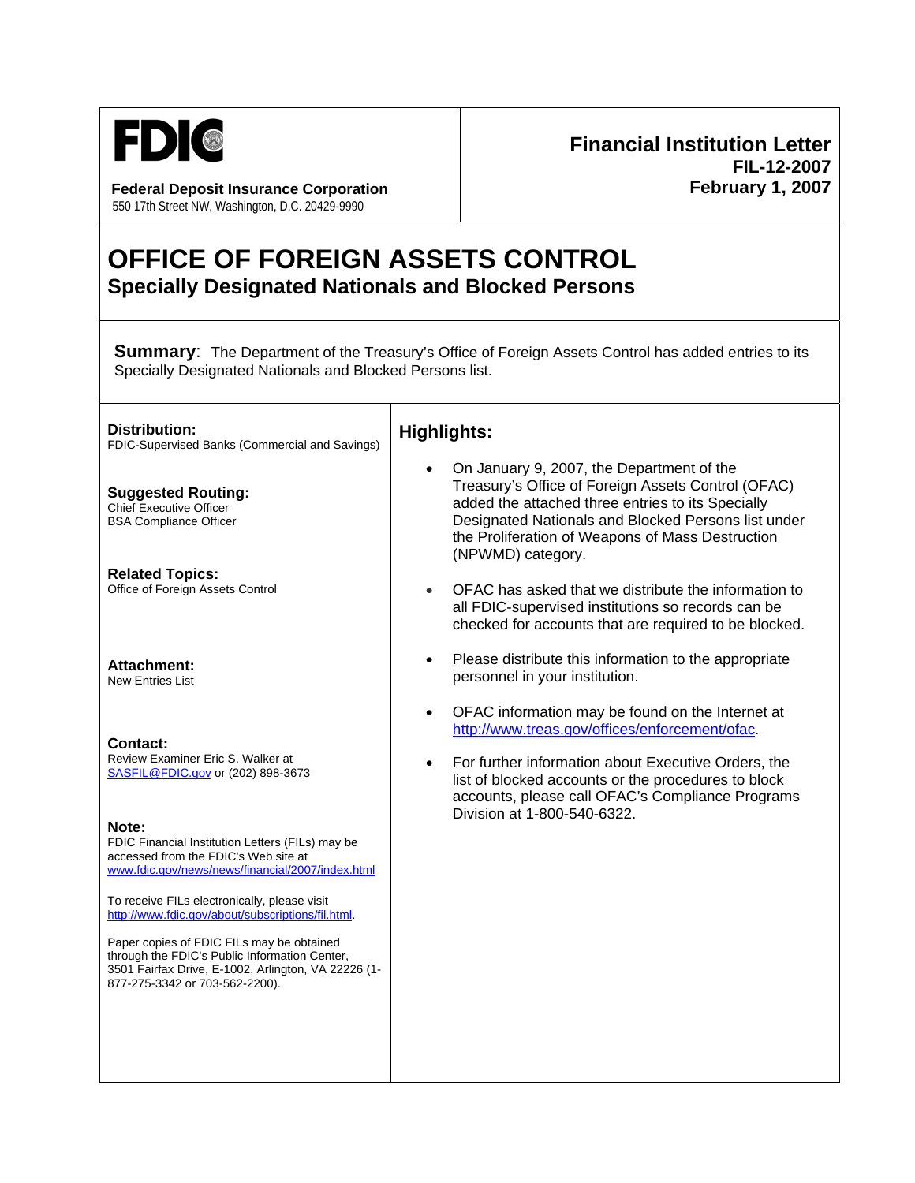FDIC

**Federal Deposit Insurance Corporation**
550 17th Street NW, Washington, D.C. 20429-9990

**Financial Institution Letter**
**FIL-12-2007**
**February 1, 2007**

# OFFICE OF FOREIGN ASSETS CONTROL

## Specially Designated Nationals and Blocked Persons

**Summary**: The Department of the Treasury's Office of Foreign Assets Control has added entries to its Specially Designated Nationals and Blocked Persons list.

**Distribution:**
FDIC-Supervised Banks (Commercial and Savings)

**Suggested Routing:**
Chief Executive Officer
BSA Compliance Officer

**Related Topics:**
Office of Foreign Assets Control

**Attachment:**
New Entries List

**Contact:**
Review Examiner Eric S. Walker at SASFIL@FDIC.gov or (202) 898-3673

**Note:**
FDIC Financial Institution Letters (FILs) may be accessed from the FDIC's Web site at www.fdic.gov/news/news/financial/2007/index.html

To receive FILs electronically, please visit http://www.fdic.gov/about/subscriptions/fil.html.

Paper copies of FDIC FILs may be obtained through the FDIC's Public Information Center, 3501 Fairfax Drive, E-1002, Arlington, VA 22226 (1-877-275-3342 or 703-562-2200).

## Highlights:

- On January 9, 2007, the Department of the Treasury's Office of Foreign Assets Control (OFAC) added the attached three entries to its Specially Designated Nationals and Blocked Persons list under the Proliferation of Weapons of Mass Destruction (NPWMD) category.
- OFAC has asked that we distribute the information to all FDIC-supervised institutions so records can be checked for accounts that are required to be blocked.
- Please distribute this information to the appropriate personnel in your institution.
- OFAC information may be found on the Internet at http://www.treas.gov/offices/enforcement/ofac.
- For further information about Executive Orders, the list of blocked accounts or the procedures to block accounts, please call OFAC's Compliance Programs Division at 1-800-540-6322.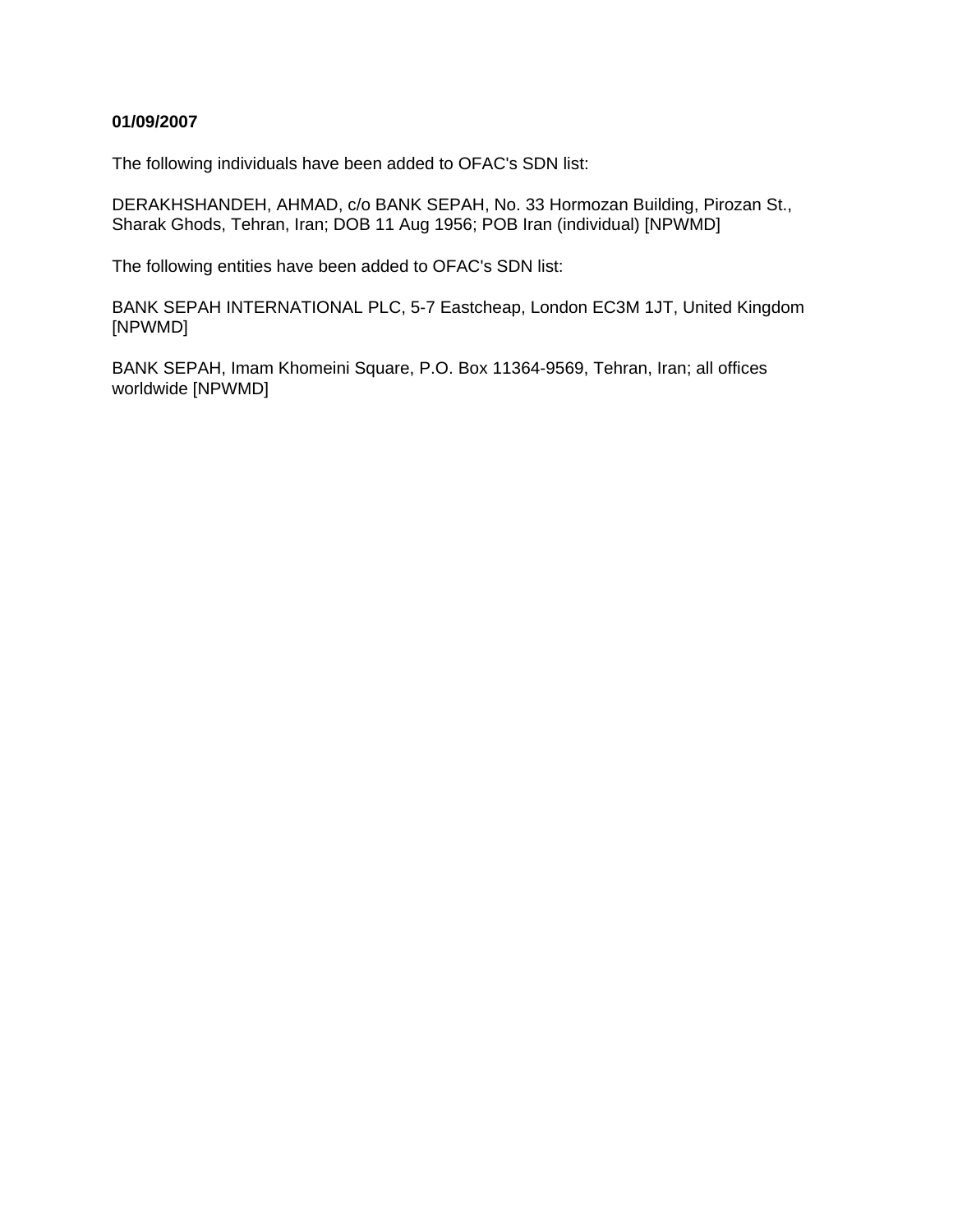**01/09/2007**

The following individuals have been added to OFAC's SDN list:

DERAKHSHANDEH, AHMAD, c/o BANK SEPAH, No. 33 Hormozan Building, Pirozan St., Sharak Ghods, Tehran, Iran; DOB 11 Aug 1956; POB Iran (individual) [NPWMD]

The following entities have been added to OFAC's SDN list:

BANK SEPAH INTERNATIONAL PLC, 5-7 Eastcheap, London EC3M 1JT, United Kingdom [NPWMD]

BANK SEPAH, Imam Khomeini Square, P.O. Box 11364-9569, Tehran, Iran; all offices worldwide [NPWMD]